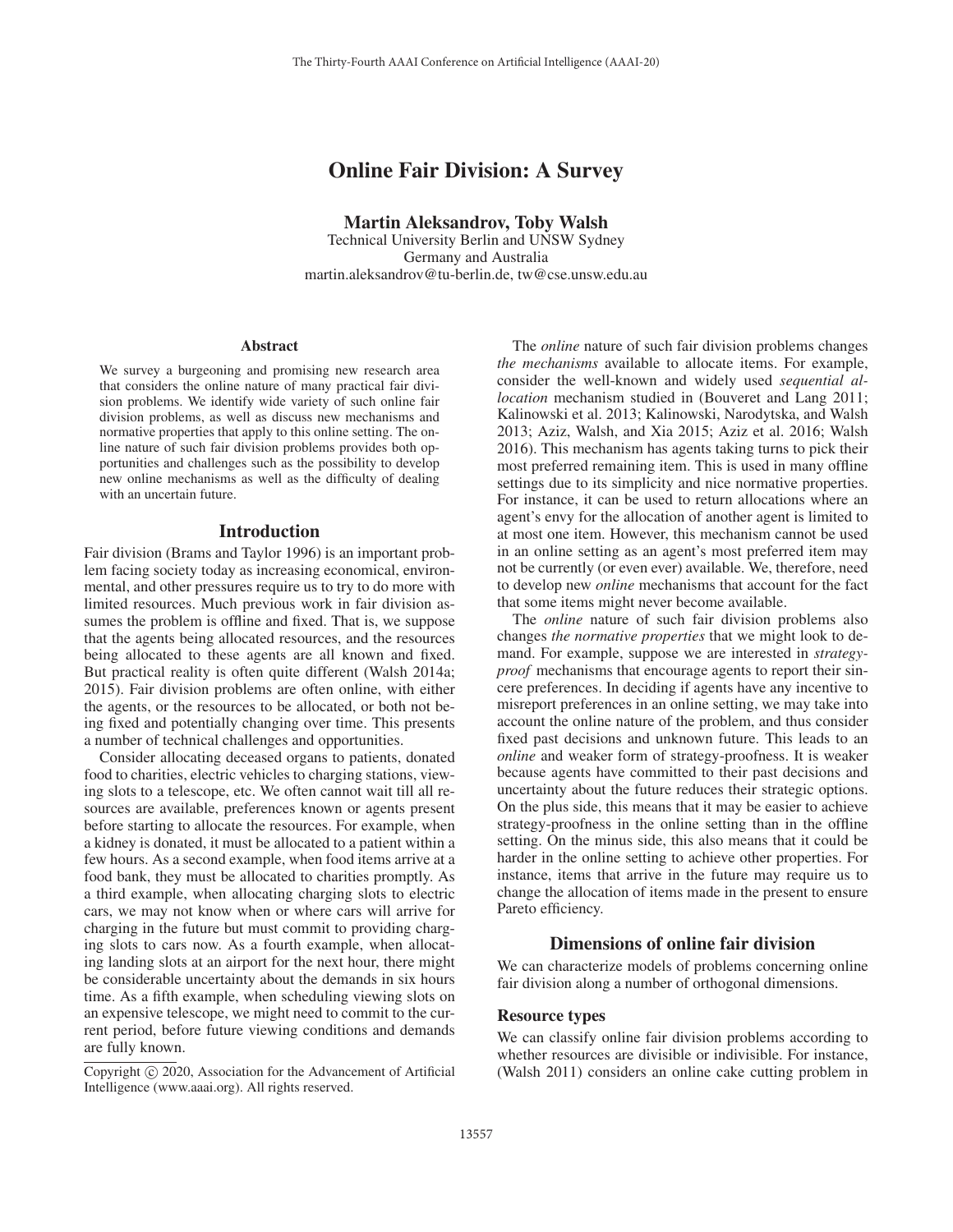# Online Fair Division: A Survey

**Martin Aleksandrov, Toby Walsh**
Technical University Berlin and UNSW Sydney
Germany and Australia
martin.aleksandrov@tu-berlin.de, tw@cse.unsw.edu.au

### Abstract

We survey a burgeoning and promising new research area that considers the online nature of many practical fair division problems. We identify wide variety of such online fair division problems, as well as discuss new mechanisms and normative properties that apply to this online setting. The online nature of such fair division problems provides both opportunities and challenges such as the possibility to develop new online mechanisms as well as the difficulty of dealing with an uncertain future.

## Introduction

Fair division (Brams and Taylor 1996) is an important problem facing society today as increasing economical, environmental, and other pressures require us to try to do more with limited resources. Much previous work in fair division assumes the problem is offline and fixed. That is, we suppose that the agents being allocated resources, and the resources being allocated to these agents are all known and fixed. But practical reality is often quite different (Walsh 2014a; 2015). Fair division problems are often online, with either the agents, or the resources to be allocated, or both not being fixed and potentially changing over time. This presents a number of technical challenges and opportunities.

Consider allocating deceased organs to patients, donated food to charities, electric vehicles to charging stations, viewing slots to a telescope, etc. We often cannot wait till all resources are available, preferences known or agents present before starting to allocate the resources. For example, when a kidney is donated, it must be allocated to a patient within a few hours. As a second example, when food items arrive at a food bank, they must be allocated to charities promptly. As a third example, when allocating charging slots to electric cars, we may not know when or where cars will arrive for charging in the future but must commit to providing charging slots to cars now. As a fourth example, when allocating landing slots at an airport for the next hour, there might be considerable uncertainty about the demands in six hours time. As a fifth example, when scheduling viewing slots on an expensive telescope, we might need to commit to the current period, before future viewing conditions and demands are fully known.

Copyright © 2020, Association for the Advancement of Artificial Intelligence (www.aaai.org). All rights reserved.

The *online* nature of such fair division problems changes *the mechanisms* available to allocate items. For example, consider the well-known and widely used *sequential allocation* mechanism studied in (Bouveret and Lang 2011; Kalinowski et al. 2013; Kalinowski, Narodytska, and Walsh 2013; Aziz, Walsh, and Xia 2015; Aziz et al. 2016; Walsh 2016). This mechanism has agents taking turns to pick their most preferred remaining item. This is used in many offline settings due to its simplicity and nice normative properties. For instance, it can be used to return allocations where an agent's envy for the allocation of another agent is limited to at most one item. However, this mechanism cannot be used in an online setting as an agent's most preferred item may not be currently (or even ever) available. We, therefore, need to develop new *online* mechanisms that account for the fact that some items might never become available.

The *online* nature of such fair division problems also changes *the normative properties* that we might look to demand. For example, suppose we are interested in *strategy-proof* mechanisms that encourage agents to report their sincere preferences. In deciding if agents have any incentive to misreport preferences in an online setting, we may take into account the online nature of the problem, and thus consider fixed past decisions and unknown future. This leads to an *online* and weaker form of strategy-proofness. It is weaker because agents have committed to their past decisions and uncertainty about the future reduces their strategic options. On the plus side, this means that it may be easier to achieve strategy-proofness in the online setting than in the offline setting. On the minus side, this also means that it could be harder in the online setting to achieve other properties. For instance, items that arrive in the future may require us to change the allocation of items made in the present to ensure Pareto efficiency.

## Dimensions of online fair division

We can characterize models of problems concerning online fair division along a number of orthogonal dimensions.

### Resource types

We can classify online fair division problems according to whether resources are divisible or indivisible. For instance, (Walsh 2011) considers an online cake cutting problem in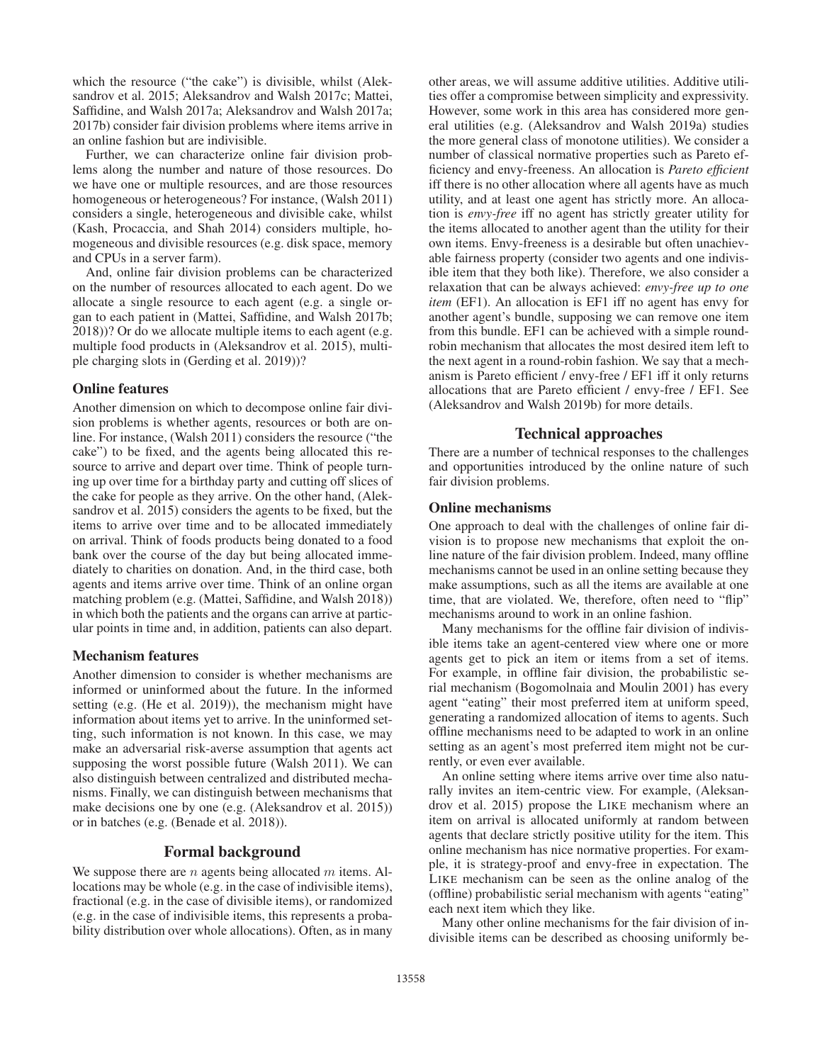which the resource ("the cake") is divisible, whilst (Aleksandrov et al. 2015; Aleksandrov and Walsh 2017c; Mattei, Saffidine, and Walsh 2017a; Aleksandrov and Walsh 2017a; 2017b) consider fair division problems where items arrive in an online fashion but are indivisible.

Further, we can characterize online fair division problems along the number and nature of those resources. Do we have one or multiple resources, and are those resources homogeneous or heterogeneous? For instance, (Walsh 2011) considers a single, heterogeneous and divisible cake, whilst (Kash, Procaccia, and Shah 2014) considers multiple, homogeneous and divisible resources (e.g. disk space, memory and CPUs in a server farm).

And, online fair division problems can be characterized on the number of resources allocated to each agent. Do we allocate a single resource to each agent (e.g. a single organ to each patient in (Mattei, Saffidine, and Walsh 2017b; 2018))? Or do we allocate multiple items to each agent (e.g. multiple food products in (Aleksandrov et al. 2015), multiple charging slots in (Gerding et al. 2019))?

### Online features

Another dimension on which to decompose online fair division problems is whether agents, resources or both are online. For instance, (Walsh 2011) considers the resource ("the cake") to be fixed, and the agents being allocated this resource to arrive and depart over time. Think of people turning up over time for a birthday party and cutting off slices of the cake for people as they arrive. On the other hand, (Aleksandrov et al. 2015) considers the agents to be fixed, but the items to arrive over time and to be allocated immediately on arrival. Think of foods products being donated to a food bank over the course of the day but being allocated immediately to charities on donation. And, in the third case, both agents and items arrive over time. Think of an online organ matching problem (e.g. (Mattei, Saffidine, and Walsh 2018)) in which both the patients and the organs can arrive at particular points in time and, in addition, patients can also depart.

### Mechanism features

Another dimension to consider is whether mechanisms are informed or uninformed about the future. In the informed setting (e.g. (He et al. 2019)), the mechanism might have information about items yet to arrive. In the uninformed setting, such information is not known. In this case, we may make an adversarial risk-averse assumption that agents act supposing the worst possible future (Walsh 2011). We can also distinguish between centralized and distributed mechanisms. Finally, we can distinguish between mechanisms that make decisions one by one (e.g. (Aleksandrov et al. 2015)) or in batches (e.g. (Benade et al. 2018)).

## Formal background

We suppose there are $n$ agents being allocated $m$ items. Allocations may be whole (e.g. in the case of indivisible items), fractional (e.g. in the case of divisible items), or randomized (e.g. in the case of indivisible items, this represents a probability distribution over whole allocations). Often, as in many other areas, we will assume additive utilities. Additive utilities offer a compromise between simplicity and expressivity. However, some work in this area has considered more general utilities (e.g. (Aleksandrov and Walsh 2019a) studies the more general class of monotone utilities). We consider a number of classical normative properties such as Pareto efficiency and envy-freeness. An allocation is *Pareto efficient* iff there is no other allocation where all agents have as much utility, and at least one agent has strictly more. An allocation is *envy-free* iff no agent has strictly greater utility for the items allocated to another agent than the utility for their own items. Envy-freeness is a desirable but often unachievable fairness property (consider two agents and one indivisible item that they both like). Therefore, we also consider a relaxation that can be always achieved: *envy-free up to one item* (EF1). An allocation is EF1 iff no agent has envy for another agent's bundle, supposing we can remove one item from this bundle. EF1 can be achieved with a simple round-robin mechanism that allocates the most desired item left to the next agent in a round-robin fashion. We say that a mechanism is Pareto efficient / envy-free / EF1 iff it only returns allocations that are Pareto efficient / envy-free / EF1. See (Aleksandrov and Walsh 2019b) for more details.

## Technical approaches

There are a number of technical responses to the challenges and opportunities introduced by the online nature of such fair division problems.

### Online mechanisms

One approach to deal with the challenges of online fair division is to propose new mechanisms that exploit the online nature of the fair division problem. Indeed, many offline mechanisms cannot be used in an online setting because they make assumptions, such as all the items are available at one time, that are violated. We, therefore, often need to "flip" mechanisms around to work in an online fashion.

Many mechanisms for the offline fair division of indivisible items take an agent-centered view where one or more agents get to pick an item or items from a set of items. For example, in offline fair division, the probabilistic serial mechanism (Bogomolnaia and Moulin 2001) has every agent "eating" their most preferred item at uniform speed, generating a randomized allocation of items to agents. Such offline mechanisms need to be adapted to work in an online setting as an agent's most preferred item might not be currently, or even ever available.

An online setting where items arrive over time also naturally invites an item-centric view. For example, (Aleksandrov et al. 2015) propose the LIKE mechanism where an item on arrival is allocated uniformly at random between agents that declare strictly positive utility for the item. This online mechanism has nice normative properties. For example, it is strategy-proof and envy-free in expectation. The LIKE mechanism can be seen as the online analog of the (offline) probabilistic serial mechanism with agents "eating" each next item which they like.

Many other online mechanisms for the fair division of indivisible items can be described as choosing uniformly be-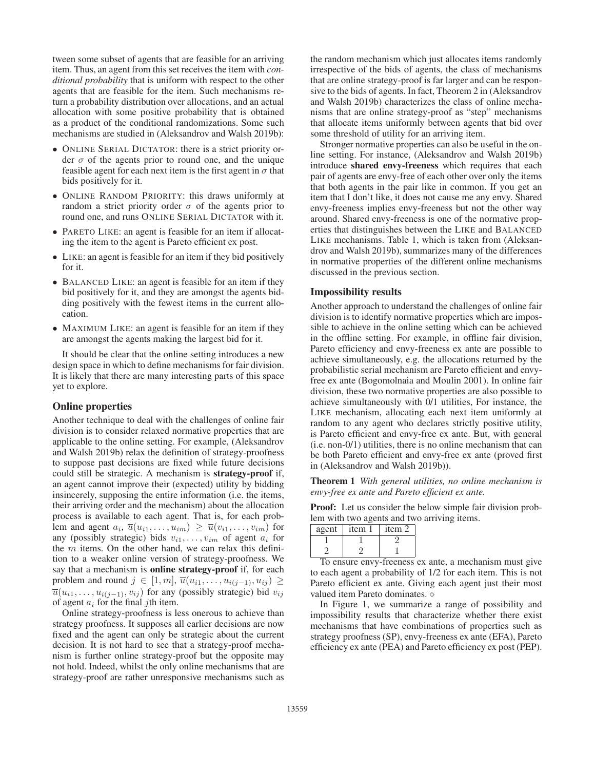tween some subset of agents that are feasible for an arriving item. Thus, an agent from this set receives the item with *conditional probability* that is uniform with respect to the other agents that are feasible for the item. Such mechanisms return a probability distribution over allocations, and an actual allocation with some positive probability that is obtained as a product of the conditional randomizations. Some such mechanisms are studied in (Aleksandrov and Walsh 2019b):

- ONLINE SERIAL DICTATOR: there is a strict priority order $\sigma$ of the agents prior to round one, and the unique feasible agent for each next item is the first agent in $\sigma$ that bids positively for it.
- ONLINE RANDOM PRIORITY: this draws uniformly at random a strict priority order $\sigma$ of the agents prior to round one, and runs ONLINE SERIAL DICTATOR with it.
- PARETO LIKE: an agent is feasible for an item if allocating the item to the agent is Pareto efficient ex post.
- LIKE: an agent is feasible for an item if they bid positively for it.
- BALANCED LIKE: an agent is feasible for an item if they bid positively for it, and they are amongst the agents bidding positively with the fewest items in the current allocation.
- MAXIMUM LIKE: an agent is feasible for an item if they are amongst the agents making the largest bid for it.

It should be clear that the online setting introduces a new design space in which to define mechanisms for fair division. It is likely that there are many interesting parts of this space yet to explore.

## Online properties

Another technique to deal with the challenges of online fair division is to consider relaxed normative properties that are applicable to the online setting. For example, (Aleksandrov and Walsh 2019b) relax the definition of strategy-proofness to suppose past decisions are fixed while future decisions could still be strategic. A mechanism is **strategy-proof** if, an agent cannot improve their (expected) utility by bidding insincerely, supposing the entire information (i.e. the items, their arriving order and the mechanism) about the allocation process is available to each agent. That is, for each problem and agent $a_i$, $\overline{u}(u_{i1}, \ldots, u_{im}) \geq \overline{u}(v_{i1}, \ldots, v_{im})$ for any (possibly strategic) bids $v_{i1}, \ldots, v_{im}$ of agent $a_i$ for the $m$ items. On the other hand, we can relax this definition to a weaker online version of strategy-proofness. We say that a mechanism is **online strategy-proof** if, for each problem and round $j \in [1, m]$, $\overline{u}(u_{i1}, \ldots, u_{i(j-1)}, u_{ij}) \geq \overline{u}(u_{i1}, \ldots, u_{i(j-1)}, v_{ij})$ for any (possibly strategic) bid $v_{ij}$ of agent $a_i$ for the final $j$th item.

Online strategy-proofness is less onerous to achieve than strategy proofness. It supposes all earlier decisions are now fixed and the agent can only be strategic about the current decision. It is not hard to see that a strategy-proof mechanism is further online strategy-proof but the opposite may not hold. Indeed, whilst the only online mechanisms that are strategy-proof are rather unresponsive mechanisms such as the random mechanism which just allocates items randomly irrespective of the bids of agents, the class of mechanisms that are online strategy-proof is far larger and can be responsive to the bids of agents. In fact, Theorem 2 in (Aleksandrov and Walsh 2019b) characterizes the class of online mechanisms that are online strategy-proof as "step" mechanisms that allocate items uniformly between agents that bid over some threshold of utility for an arriving item.

Stronger normative properties can also be useful in the online setting. For instance, (Aleksandrov and Walsh 2019b) introduce **shared envy-freeness** which requires that each pair of agents are envy-free of each other over only the items that both agents in the pair like in common. If you get an item that I don't like, it does not cause me any envy. Shared envy-freeness implies envy-freeness but not the other way around. Shared envy-freeness is one of the normative properties that distinguishes between the LIKE and BALANCED LIKE mechanisms. Table 1, which is taken from (Aleksandrov and Walsh 2019b), summarizes many of the differences in normative properties of the different online mechanisms discussed in the previous section.

## Impossibility results

Another approach to understand the challenges of online fair division is to identify normative properties which are impossible to achieve in the online setting which can be achieved in the offline setting. For example, in offline fair division, Pareto efficiency and envy-freeness ex ante are possible to achieve simultaneously, e.g. the allocations returned by the probabilistic serial mechanism are Pareto efficient and envy-free ex ante (Bogomolnaia and Moulin 2001). In online fair division, these two normative properties are also possible to achieve simultaneously with 0/1 utilities, For instance, the LIKE mechanism, allocating each next item uniformly at random to any agent who declares strictly positive utility, is Pareto efficient and envy-free ex ante. But, with general (i.e. non-0/1) utilities, there is no online mechanism that can be both Pareto efficient and envy-free ex ante (proved first in (Aleksandrov and Walsh 2019b)).

**Theorem 1** *With general utilities, no online mechanism is envy-free ex ante and Pareto efficient ex ante.*

**Proof:** Let us consider the below simple fair division problem with two agents and two arriving items.

| agent | item 1 | item 2 |
|---|---|---|
| 1 | 1 | 2 |
| 2 | 2 | 1 |

To ensure envy-freeness ex ante, a mechanism must give to each agent a probability of 1/2 for each item. This is not Pareto efficient ex ante. Giving each agent just their most valued item Pareto dominates. ⋄

In Figure 1, we summarize a range of possibility and impossibility results that characterize whether there exist mechanisms that have combinations of properties such as strategy proofness (SP), envy-freeness ex ante (EFA), Pareto efficiency ex ante (PEA) and Pareto efficiency ex post (PEP).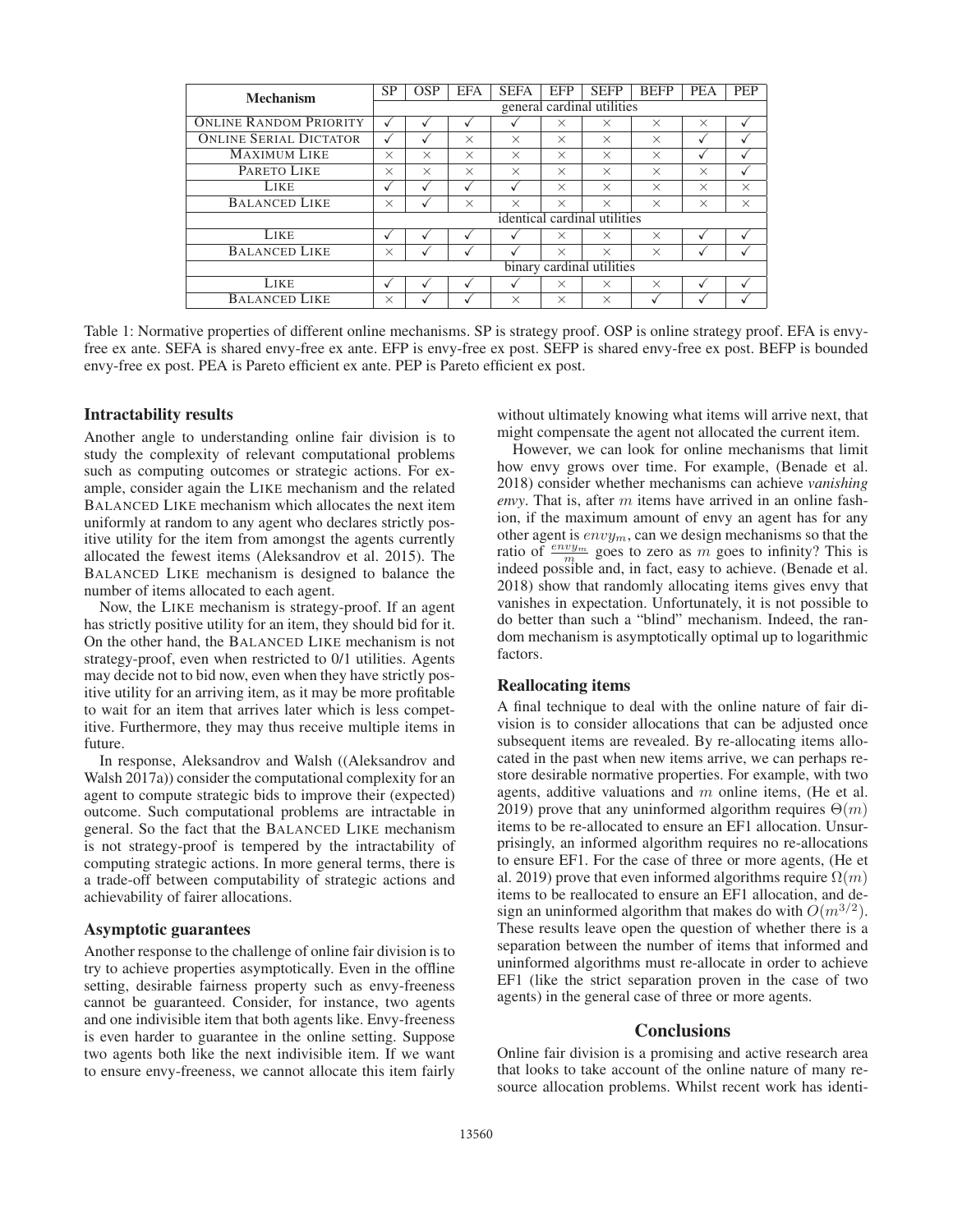| Mechanism | SP | OSP | EFA | SEFA | EFP | SEFP | BEFP | PEA | PEP |
|---|---|---|---|---|---|---|---|---|---|
| | general cardinal utilities | | | | | | | | |
| ONLINE RANDOM PRIORITY | ✓ | ✓ | ✓ | ✓ | × | × | × | × | ✓ |
| ONLINE SERIAL DICTATOR | ✓ | ✓ | × | × | × | × | × | ✓ | ✓ |
| MAXIMUM LIKE | × | × | × | × | × | × | × | ✓ | ✓ |
| PARETO LIKE | × | × | × | × | × | × | × | × | ✓ |
| LIKE | ✓ | ✓ | ✓ | ✓ | × | × | × | × | × |
| BALANCED LIKE | × | ✓ | × | × | × | × | × | × | × |
| | identical cardinal utilities | | | | | | | | |
| LIKE | ✓ | ✓ | ✓ | ✓ | × | × | × | ✓ | ✓ |
| BALANCED LIKE | × | ✓ | ✓ | ✓ | × | × | × | ✓ | ✓ |
| | binary cardinal utilities | | | | | | | | |
| LIKE | ✓ | ✓ | ✓ | ✓ | × | × | × | ✓ | ✓ |
| BALANCED LIKE | × | ✓ | ✓ | × | × | × | ✓ | ✓ | ✓ |

Table 1: Normative properties of different online mechanisms. SP is strategy proof. OSP is online strategy proof. EFA is envy-free ex ante. SEFA is shared envy-free ex ante. EFP is envy-free ex post. SEFP is shared envy-free ex post. BEFP is bounded envy-free ex post. PEA is Pareto efficient ex ante. PEP is Pareto efficient ex post.

### Intractability results

Another angle to understanding online fair division is to study the complexity of relevant computational problems such as computing outcomes or strategic actions. For example, consider again the LIKE mechanism and the related BALANCED LIKE mechanism which allocates the next item uniformly at random to any agent who declares strictly positive utility for the item from amongst the agents currently allocated the fewest items (Aleksandrov et al. 2015). The BALANCED LIKE mechanism is designed to balance the number of items allocated to each agent.

Now, the LIKE mechanism is strategy-proof. If an agent has strictly positive utility for an item, they should bid for it. On the other hand, the BALANCED LIKE mechanism is not strategy-proof, even when restricted to 0/1 utilities. Agents may decide not to bid now, even when they have strictly positive utility for an arriving item, as it may be more profitable to wait for an item that arrives later which is less competitive. Furthermore, they may thus receive multiple items in future.

In response, Aleksandrov and Walsh ((Aleksandrov and Walsh 2017a)) consider the computational complexity for an agent to compute strategic bids to improve their (expected) outcome. Such computational problems are intractable in general. So the fact that the BALANCED LIKE mechanism is not strategy-proof is tempered by the intractability of computing strategic actions. In more general terms, there is a trade-off between computability of strategic actions and achievability of fairer allocations.

### Asymptotic guarantees

Another response to the challenge of online fair division is to try to achieve properties asymptotically. Even in the offline setting, desirable fairness property such as envy-freeness cannot be guaranteed. Consider, for instance, two agents and one indivisible item that both agents like. Envy-freeness is even harder to guarantee in the online setting. Suppose two agents both like the next indivisible item. If we want to ensure envy-freeness, we cannot allocate this item fairly without ultimately knowing what items will arrive next, that might compensate the agent not allocated the current item.

However, we can look for online mechanisms that limit how envy grows over time. For example, (Benade et al. 2018) consider whether mechanisms can achieve *vanishing envy*. That is, after $m$ items have arrived in an online fashion, if the maximum amount of envy an agent has for any other agent is $envy_m$, can we design mechanisms so that the ratio of $\frac{envy_m}{m}$ goes to zero as $m$ goes to infinity? This is indeed possible and, in fact, easy to achieve. (Benade et al. 2018) show that randomly allocating items gives envy that vanishes in expectation. Unfortunately, it is not possible to do better than such a "blind" mechanism. Indeed, the random mechanism is asymptotically optimal up to logarithmic factors.

### Reallocating items

A final technique to deal with the online nature of fair division is to consider allocations that can be adjusted once subsequent items are revealed. By re-allocating items allocated in the past when new items arrive, we can perhaps restore desirable normative properties. For example, with two agents, additive valuations and $m$ online items, (He et al. 2019) prove that any uninformed algorithm requires $\Theta(m)$ items to be re-allocated to ensure an EF1 allocation. Unsurprisingly, an informed algorithm requires no re-allocations to ensure EF1. For the case of three or more agents, (He et al. 2019) prove that even informed algorithms require $\Omega(m)$ items to be reallocated to ensure an EF1 allocation, and design an uninformed algorithm that makes do with $O(m^{3/2})$. These results leave open the question of whether there is a separation between the number of items that informed and uninformed algorithms must re-allocate in order to achieve EF1 (like the strict separation proven in the case of two agents) in the general case of three or more agents.

## Conclusions

Online fair division is a promising and active research area that looks to take account of the online nature of many resource allocation problems. Whilst recent work has identi-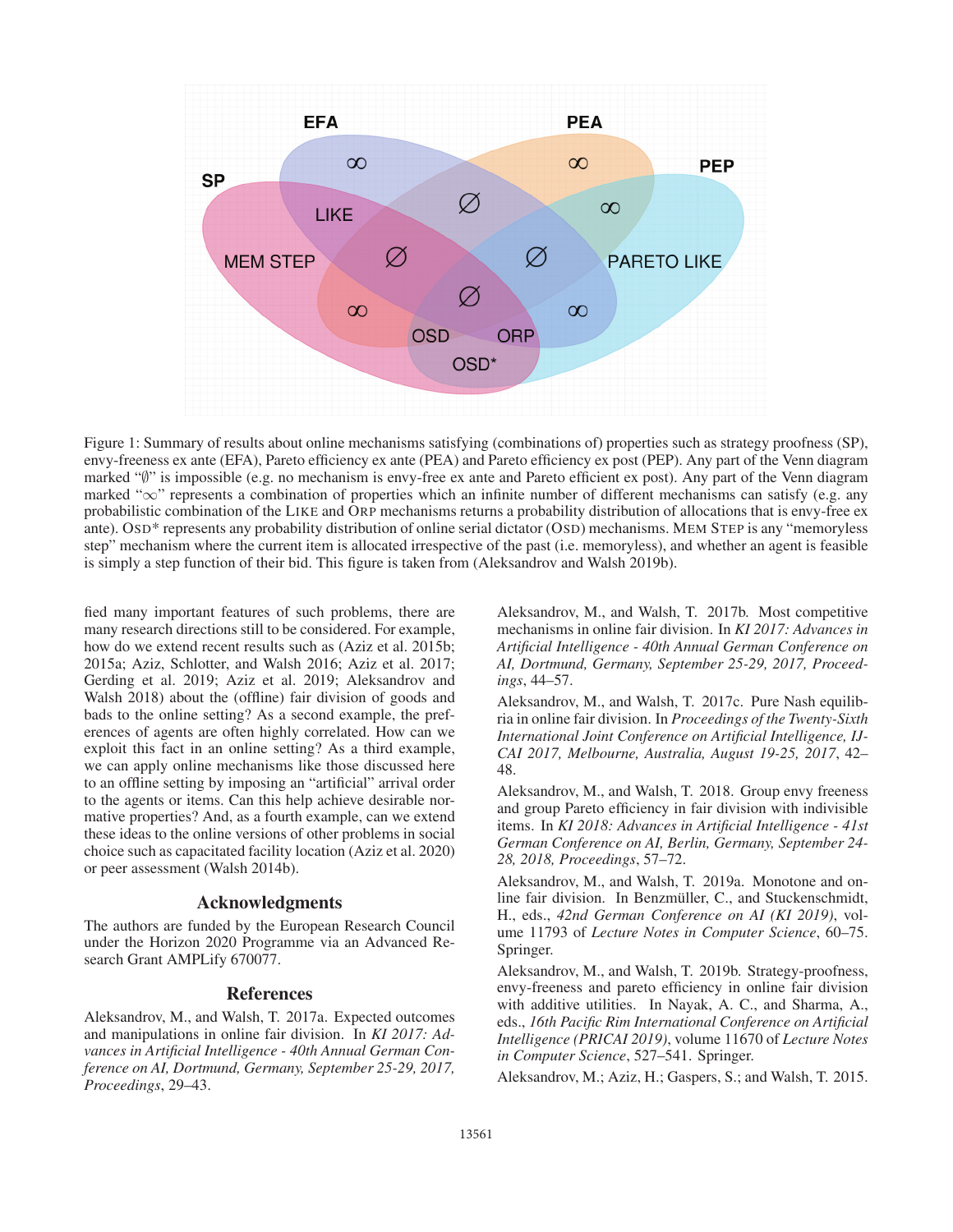Figure 1: Summary of results about online mechanisms satisfying (combinations of) properties such as strategy proofness (SP), envy-freeness ex ante (EFA), Pareto efficiency ex ante (PEA) and Pareto efficiency ex post (PEP). Any part of the Venn diagram marked "∅" is impossible (e.g. no mechanism is envy-free ex ante and Pareto efficient ex post). Any part of the Venn diagram marked "$\infty$" represents a combination of properties which an infinite number of different mechanisms can satisfy (e.g. any probabilistic combination of the LIKE and ORP mechanisms returns a probability distribution of allocations that is envy-free ex ante). OSD* represents any probability distribution of online serial dictator (OSD) mechanisms. MEM STEP is any "memoryless step" mechanism where the current item is allocated irrespective of the past (i.e. memoryless), and whether an agent is feasible is simply a step function of their bid. This figure is taken from (Aleksandrov and Walsh 2019b).

fied many important features of such problems, there are many research directions still to be considered. For example, how do we extend recent results such as (Aziz et al. 2015b; 2015a; Aziz, Schlotter, and Walsh 2016; Aziz et al. 2017; Gerding et al. 2019; Aziz et al. 2019; Aleksandrov and Walsh 2018) about the (offline) fair division of goods and bads to the online setting? As a second example, the preferences of agents are often highly correlated. How can we exploit this fact in an online setting? As a third example, we can apply online mechanisms like those discussed here to an offline setting by imposing an "artificial" arrival order to the agents or items. Can this help achieve desirable normative properties? And, as a fourth example, can we extend these ideas to the online versions of other problems in social choice such as capacitated facility location (Aziz et al. 2020) or peer assessment (Walsh 2014b).

## Acknowledgments

The authors are funded by the European Research Council under the Horizon 2020 Programme via an Advanced Research Grant AMPLify 670077.

## References

Aleksandrov, M., and Walsh, T. 2017a. Expected outcomes and manipulations in online fair division. In *KI 2017: Advances in Artificial Intelligence - 40th Annual German Conference on AI, Dortmund, Germany, September 25-29, 2017, Proceedings*, 29–43.

Aleksandrov, M., and Walsh, T. 2017b. Most competitive mechanisms in online fair division. In *KI 2017: Advances in Artificial Intelligence - 40th Annual German Conference on AI, Dortmund, Germany, September 25-29, 2017, Proceedings*, 44–57.

Aleksandrov, M., and Walsh, T. 2017c. Pure Nash equilibria in online fair division. In *Proceedings of the Twenty-Sixth International Joint Conference on Artificial Intelligence, IJCAI 2017, Melbourne, Australia, August 19-25, 2017*, 42–48.

Aleksandrov, M., and Walsh, T. 2018. Group envy freeness and group Pareto efficiency in fair division with indivisible items. In *KI 2018: Advances in Artificial Intelligence - 41st German Conference on AI, Berlin, Germany, September 24-28, 2018, Proceedings*, 57–72.

Aleksandrov, M., and Walsh, T. 2019a. Monotone and online fair division. In Benzmüller, C., and Stuckenschmidt, H., eds., *42nd German Conference on AI (KI 2019)*, volume 11793 of *Lecture Notes in Computer Science*, 60–75. Springer.

Aleksandrov, M., and Walsh, T. 2019b. Strategy-proofness, envy-freeness and pareto efficiency in online fair division with additive utilities. In Nayak, A. C., and Sharma, A., eds., *16th Pacific Rim International Conference on Artificial Intelligence (PRICAI 2019)*, volume 11670 of *Lecture Notes in Computer Science*, 527–541. Springer.

Aleksandrov, M.; Aziz, H.; Gaspers, S.; and Walsh, T. 2015.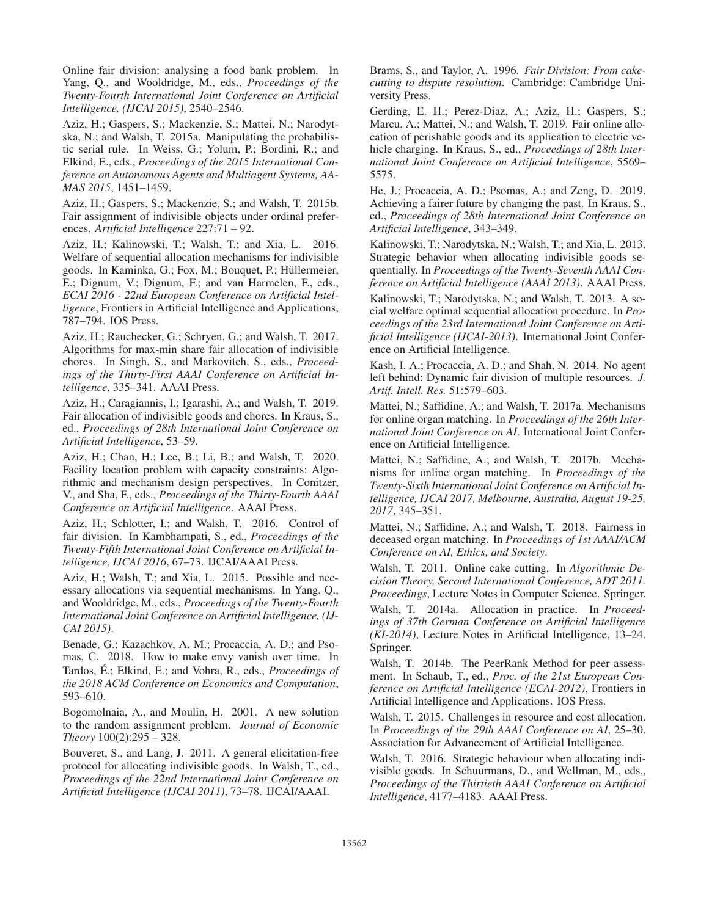Online fair division: analysing a food bank problem. In Yang, Q., and Wooldridge, M., eds., *Proceedings of the Twenty-Fourth International Joint Conference on Artificial Intelligence, (IJCAI 2015)*, 2540–2546.

Aziz, H.; Gaspers, S.; Mackenzie, S.; Mattei, N.; Narodytska, N.; and Walsh, T. 2015a. Manipulating the probabilistic serial rule. In Weiss, G.; Yolum, P.; Bordini, R.; and Elkind, E., eds., *Proceedings of the 2015 International Conference on Autonomous Agents and Multiagent Systems, AAMAS 2015*, 1451–1459.

Aziz, H.; Gaspers, S.; Mackenzie, S.; and Walsh, T. 2015b. Fair assignment of indivisible objects under ordinal preferences. *Artificial Intelligence* 227:71 – 92.

Aziz, H.; Kalinowski, T.; Walsh, T.; and Xia, L. 2016. Welfare of sequential allocation mechanisms for indivisible goods. In Kaminka, G.; Fox, M.; Bouquet, P.; Hüllermeier, E.; Dignum, V.; Dignum, F.; and van Harmelen, F., eds., *ECAI 2016 - 22nd European Conference on Artificial Intelligence*, Frontiers in Artificial Intelligence and Applications, 787–794. IOS Press.

Aziz, H.; Rauchecker, G.; Schryen, G.; and Walsh, T. 2017. Algorithms for max-min share fair allocation of indivisible chores. In Singh, S., and Markovitch, S., eds., *Proceedings of the Thirty-First AAAI Conference on Artificial Intelligence*, 335–341. AAAI Press.

Aziz, H.; Caragiannis, I.; Igarashi, A.; and Walsh, T. 2019. Fair allocation of indivisible goods and chores. In Kraus, S., ed., *Proceedings of 28th International Joint Conference on Artificial Intelligence*, 53–59.

Aziz, H.; Chan, H.; Lee, B.; Li, B.; and Walsh, T. 2020. Facility location problem with capacity constraints: Algorithmic and mechanism design perspectives. In Conitzer, V., and Sha, F., eds., *Proceedings of the Thirty-Fourth AAAI Conference on Artificial Intelligence*. AAAI Press.

Aziz, H.; Schlotter, I.; and Walsh, T. 2016. Control of fair division. In Kambhampati, S., ed., *Proceedings of the Twenty-Fifth International Joint Conference on Artificial Intelligence, IJCAI 2016*, 67–73. IJCAI/AAAI Press.

Aziz, H.; Walsh, T.; and Xia, L. 2015. Possible and necessary allocations via sequential mechanisms. In Yang, Q., and Wooldridge, M., eds., *Proceedings of the Twenty-Fourth International Joint Conference on Artificial Intelligence, (IJCAI 2015)*.

Benade, G.; Kazachkov, A. M.; Procaccia, A. D.; and Psomas, C. 2018. How to make envy vanish over time. In Tardos, É.; Elkind, E.; and Vohra, R., eds., *Proceedings of the 2018 ACM Conference on Economics and Computation*, 593–610.

Bogomolnaia, A., and Moulin, H. 2001. A new solution to the random assignment problem. *Journal of Economic Theory* 100(2):295 – 328.

Bouveret, S., and Lang, J. 2011. A general elicitation-free protocol for allocating indivisible goods. In Walsh, T., ed., *Proceedings of the 22nd International Joint Conference on Artificial Intelligence (IJCAI 2011)*, 73–78. IJCAI/AAAI.

Brams, S., and Taylor, A. 1996. *Fair Division: From cake-cutting to dispute resolution*. Cambridge: Cambridge University Press.

Gerding, E. H.; Perez-Diaz, A.; Aziz, H.; Gaspers, S.; Marcu, A.; Mattei, N.; and Walsh, T. 2019. Fair online allocation of perishable goods and its application to electric vehicle charging. In Kraus, S., ed., *Proceedings of 28th International Joint Conference on Artificial Intelligence*, 5569–5575.

He, J.; Procaccia, A. D.; Psomas, A.; and Zeng, D. 2019. Achieving a fairer future by changing the past. In Kraus, S., ed., *Proceedings of 28th International Joint Conference on Artificial Intelligence*, 343–349.

Kalinowski, T.; Narodytska, N.; Walsh, T.; and Xia, L. 2013. Strategic behavior when allocating indivisible goods sequentially. In *Proceedings of the Twenty-Seventh AAAI Conference on Artificial Intelligence (AAAI 2013)*. AAAI Press.

Kalinowski, T.; Narodytska, N.; and Walsh, T. 2013. A social welfare optimal sequential allocation procedure. In *Proceedings of the 23rd International Joint Conference on Artificial Intelligence (IJCAI-2013)*. International Joint Conference on Artificial Intelligence.

Kash, I. A.; Procaccia, A. D.; and Shah, N. 2014. No agent left behind: Dynamic fair division of multiple resources. *J. Artif. Intell. Res.* 51:579–603.

Mattei, N.; Saffidine, A.; and Walsh, T. 2017a. Mechanisms for online organ matching. In *Proceedings of the 26th International Joint Conference on AI*. International Joint Conference on Artificial Intelligence.

Mattei, N.; Saffidine, A.; and Walsh, T. 2017b. Mechanisms for online organ matching. In *Proceedings of the Twenty-Sixth International Joint Conference on Artificial Intelligence, IJCAI 2017, Melbourne, Australia, August 19-25, 2017*, 345–351.

Mattei, N.; Saffidine, A.; and Walsh, T. 2018. Fairness in deceased organ matching. In *Proceedings of 1st AAAI/ACM Conference on AI, Ethics, and Society*.

Walsh, T. 2011. Online cake cutting. In *Algorithmic Decision Theory, Second International Conference, ADT 2011. Proceedings*, Lecture Notes in Computer Science. Springer.

Walsh, T. 2014a. Allocation in practice. In *Proceedings of 37th German Conference on Artificial Intelligence (KI-2014)*, Lecture Notes in Artificial Intelligence, 13–24. Springer.

Walsh, T. 2014b. The PeerRank Method for peer assessment. In Schaub, T., ed., *Proc. of the 21st European Conference on Artificial Intelligence (ECAI-2012)*, Frontiers in Artificial Intelligence and Applications. IOS Press.

Walsh, T. 2015. Challenges in resource and cost allocation. In *Proceedings of the 29th AAAI Conference on AI*, 25–30. Association for Advancement of Artificial Intelligence.

Walsh, T. 2016. Strategic behaviour when allocating indivisible goods. In Schuurmans, D., and Wellman, M., eds., *Proceedings of the Thirtieth AAAI Conference on Artificial Intelligence*, 4177–4183. AAAI Press.